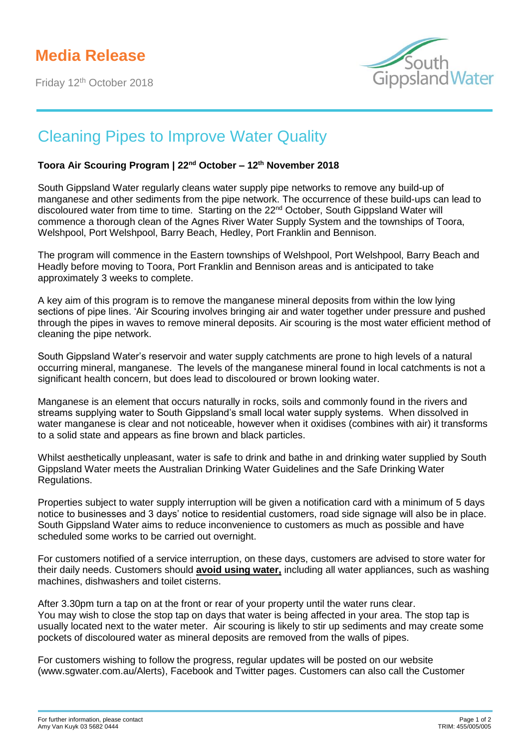# Media Release

Friday 12th October 2018

## Cleaning Pipes to Improve Water Quality

**Toora Air Scouring Program | 22nd October – 12th November 2018**

South Gippsland Water regularly cleans water supply pipe networks to remove any build-up of manganese and other sediments from the pipe network. The occurrence of these build-ups can lead to discoloured water from time to time. Starting on the 22nd October, South Gippsland Water will commence a thorough clean of the Agnes River Water Supply System and the townships of Toora, Welshpool, Port Welshpool, Barry Beach, Hedley, Port Franklin and Bennison.

The program will commence in the Eastern townships of Welshpool, Port Welshpool, Barry Beach and Headly before moving to Toora, Port Franklin and Bennison areas and is anticipated to take approximately 3 weeks to complete.

A key aim of this program is to remove the manganese mineral deposits from within the low lying sections of pipe lines. 'Air Scouring involves bringing air and water together under pressure and pushed through the pipes in waves to remove mineral deposits. Air scouring is the most water efficient method of cleaning the pipe network.

South Gippsland Water's reservoir and water supply catchments are prone to high levels of a natural occurring mineral, manganese. The levels of the manganese mineral found in local catchments is not a significant health concern, but does lead to discoloured or brown looking water.

Manganese is an element that occurs naturally in rocks, soils and commonly found in the rivers and streams supplying water to South Gippsland's small local water supply systems. When dissolved in water manganese is clear and not noticeable, however when it oxidises (combines with air) it transforms to a solid state and appears as fine brown and black particles.

Whilst aesthetically unpleasant, water is safe to drink and bathe in and drinking water supplied by South Gippsland Water meets the Australian Drinking Water Guidelines and the Safe Drinking Water Regulations.

Properties subject to water supply interruption will be given a notification card with a minimum of 5 days notice to businesses and 3 days' notice to residential customers, road side signage will also be in place. South Gippsland Water aims to reduce inconvenience to customers as much as possible and have scheduled some works to be carried out overnight.

For customers notified of a service interruption, on these days, customers are advised to store water for their daily needs. Customers should **avoid using water,** including all water appliances, such as washing machines, dishwashers and toilet cisterns.

After 3.30pm turn a tap on at the front or rear of your property until the water runs clear.
You may wish to close the stop tap on days that water is being affected in your area. The stop tap is usually located next to the water meter. Air scouring is likely to stir up sediments and may create some pockets of discoloured water as mineral deposits are removed from the walls of pipes.

For customers wishing to follow the progress, regular updates will be posted on our website (www.sgwater.com.au/Alerts), Facebook and Twitter pages. Customers can also call the Customer

For further information, please contact
Amy Van Kuyk 03 5682 0444

TRIM: 455/005/005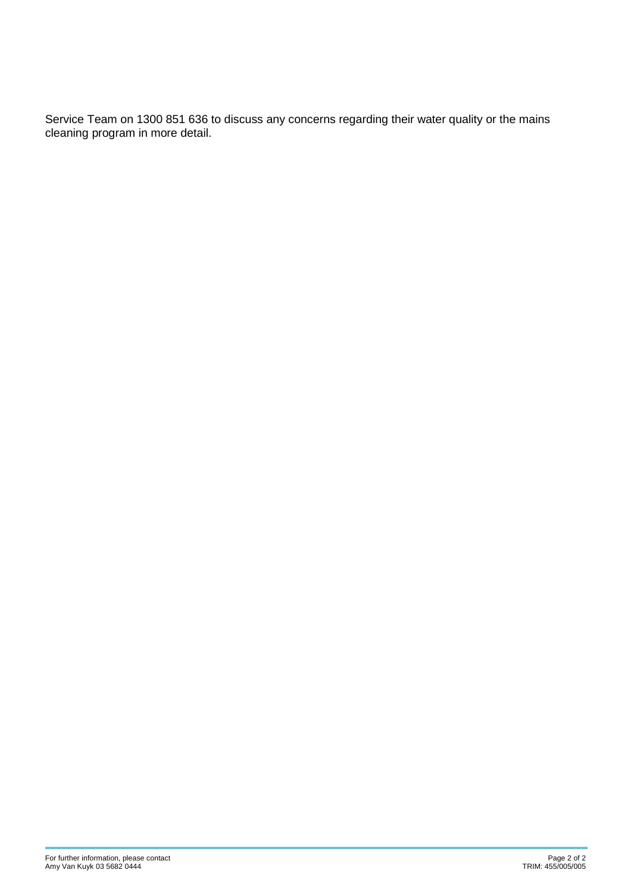Service Team on 1300 851 636 to discuss any concerns regarding their water quality or the mains cleaning program in more detail.

For further information, please contact
Amy Van Kuyk 03 5682 0444

TRIM: 455/005/005